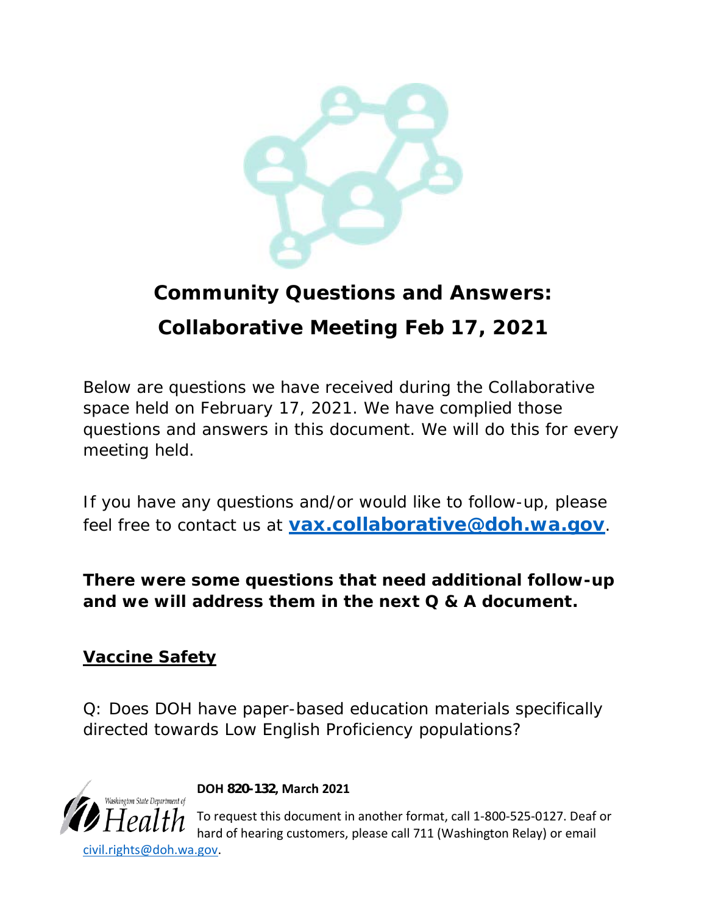# Community Questions and Answers: Collaborative Meeting Feb 17, 2021

Below are questions we have received during the Collaborative space held on February 17, 2021. We have complied those questions and answers in this document. We will do this for every meeting held.

If you have any questions and/or would like to follow-up, please feel free to contact us at **[vax.collaborative@doh.wa.gov](mailto:vax.collaborative@doh.wa.gov)**.

**There were some questions that need additional follow-up and we will address them in the next Q & A document.**

## Vaccine Safety

Q: Does DOH have paper-based education materials specifically directed towards Low English Proficiency populations?

**DOH 820-132, March 2021**

To request this document in another format, call 1-800-525-0127. Deaf or hard of hearing customers, please call 711 (Washington Relay) or email [civil.rights@doh.wa.gov](mailto:civil.rights@doh.wa.gov).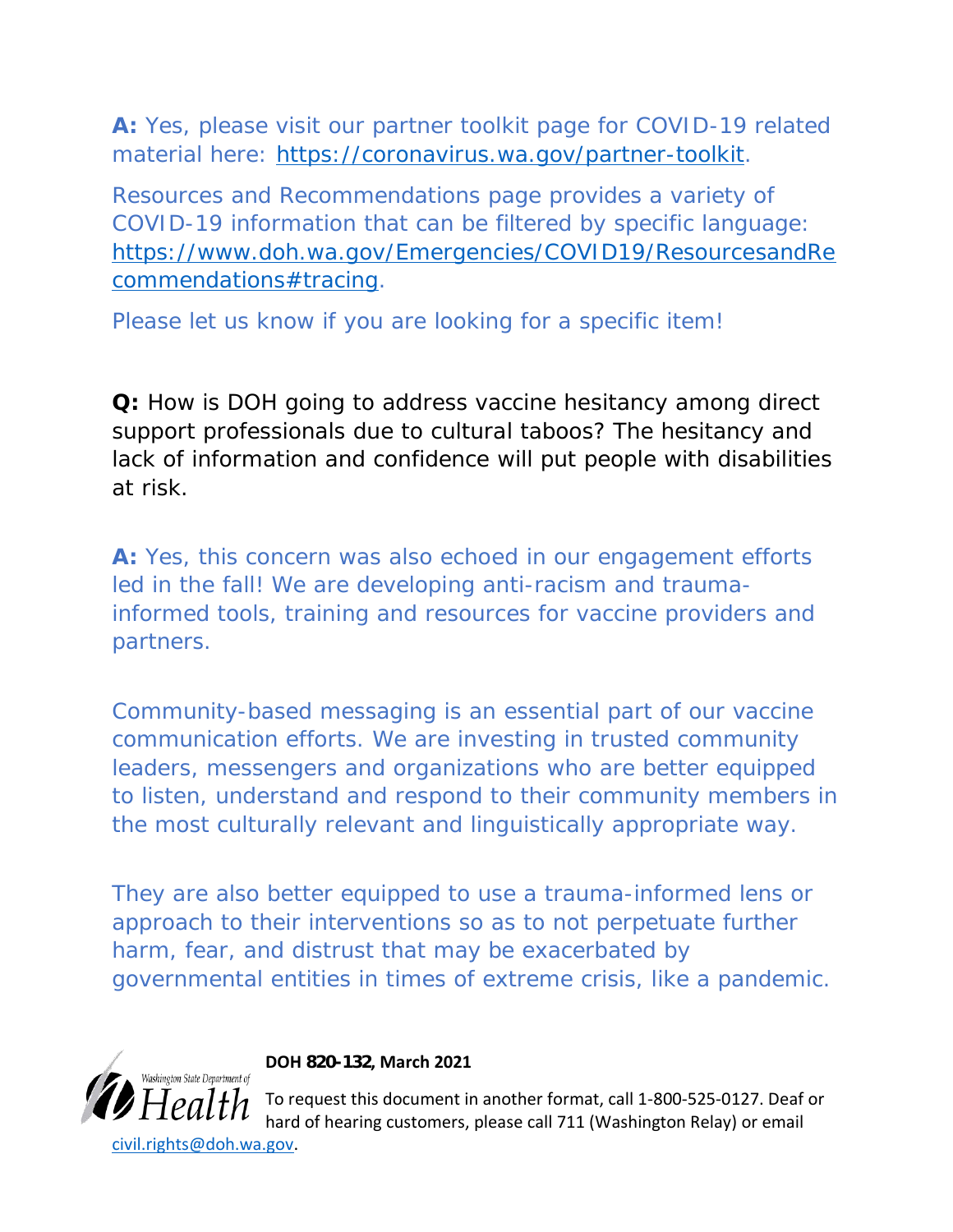**A:** Yes, please visit our partner toolkit page for COVID-19 related material here: [https://coronavirus.wa.gov/partner-toolkit](https://coronavirus.wa.gov/partner-toolkit).

Resources and Recommendations page provides a variety of COVID-19 information that can be filtered by specific language: [https://www.doh.wa.gov/Emergencies/COVID19/ResourcesandRecommendations#tracing](https://www.doh.wa.gov/Emergencies/COVID19/ResourcesandRecommendations#tracing).

Please let us know if you are looking for a specific item!

**Q:** How is DOH going to address vaccine hesitancy among direct support professionals due to cultural taboos? The hesitancy and lack of information and confidence will put people with disabilities at risk.

**A:** Yes, this concern was also echoed in our engagement efforts led in the fall! We are developing anti-racism and trauma-informed tools, training and resources for vaccine providers and partners.

Community-based messaging is an essential part of our vaccine communication efforts. We are investing in trusted community leaders, messengers and organizations who are better equipped to listen, understand and respond to their community members in the most culturally relevant and linguistically appropriate way.

They are also better equipped to use a trauma-informed lens or approach to their interventions so as to not perpetuate further harm, fear, and distrust that may be exacerbated by governmental entities in times of extreme crisis, like a pandemic.

**DOH 820-132, March 2021**

To request this document in another format, call 1-800-525-0127. Deaf or hard of hearing customers, please call 711 (Washington Relay) or email [civil.rights@doh.wa.gov](mailto:civil.rights@doh.wa.gov).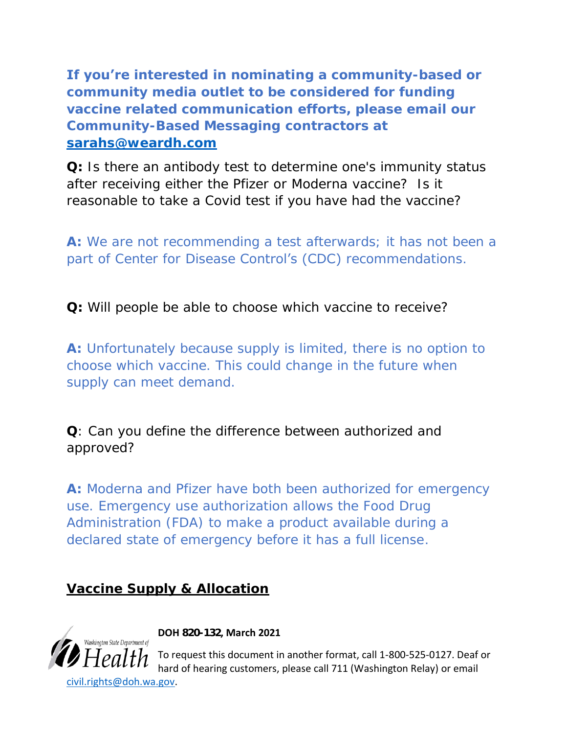**If you're interested in nominating a community-based or community media outlet to be considered for funding vaccine related communication efforts, please email our Community-Based Messaging contractors at [sarahs@weardh.com](mailto:sarahs@weardh.com)**

**Q:** Is there an antibody test to determine one's immunity status after receiving either the Pfizer or Moderna vaccine? Is it reasonable to take a Covid test if you have had the vaccine?

**A:** We are not recommending a test afterwards; it has not been a part of Center for Disease Control's (CDC) recommendations.

**Q:** Will people be able to choose which vaccine to receive?

**A:** Unfortunately because supply is limited, there is no option to choose which vaccine. This could change in the future when supply can meet demand.

**Q**: Can you define the difference between authorized and approved?

**A:** Moderna and Pfizer have both been authorized for emergency use. Emergency use authorization allows the Food Drug Administration (FDA) to make a product available during a declared state of emergency before it has a full license.

## Vaccine Supply & Allocation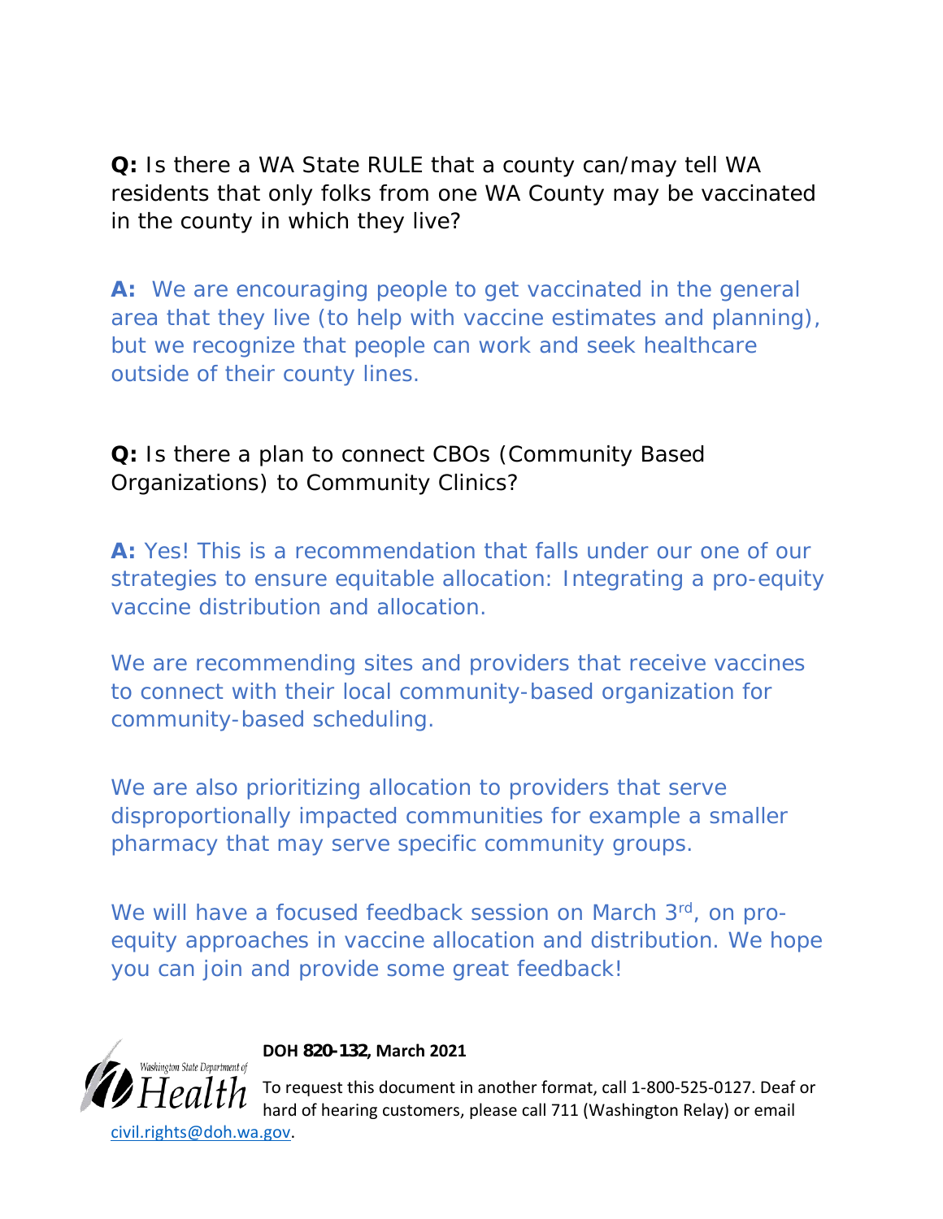**Q:** Is there a WA State RULE that a county can/may tell WA residents that only folks from one WA County may be vaccinated in the county in which they live?

**A:** We are encouraging people to get vaccinated in the general area that they live (to help with vaccine estimates and planning), but we recognize that people can work and seek healthcare outside of their county lines.

**Q:** Is there a plan to connect CBOs (Community Based Organizations) to Community Clinics?

**A:** Yes! This is a recommendation that falls under our one of our strategies to ensure equitable allocation: Integrating a pro-equity vaccine distribution and allocation.

We are recommending sites and providers that receive vaccines to connect with their local community-based organization for community-based scheduling.

We are also prioritizing allocation to providers that serve disproportionally impacted communities for example a smaller pharmacy that may serve specific community groups.

We will have a focused feedback session on March 3rd, on pro-equity approaches in vaccine allocation and distribution. We hope you can join and provide some great feedback!

**DOH 820-132, March 2021**

To request this document in another format, call 1-800-525-0127. Deaf or hard of hearing customers, please call 711 (Washington Relay) or email civil.rights@doh.wa.gov.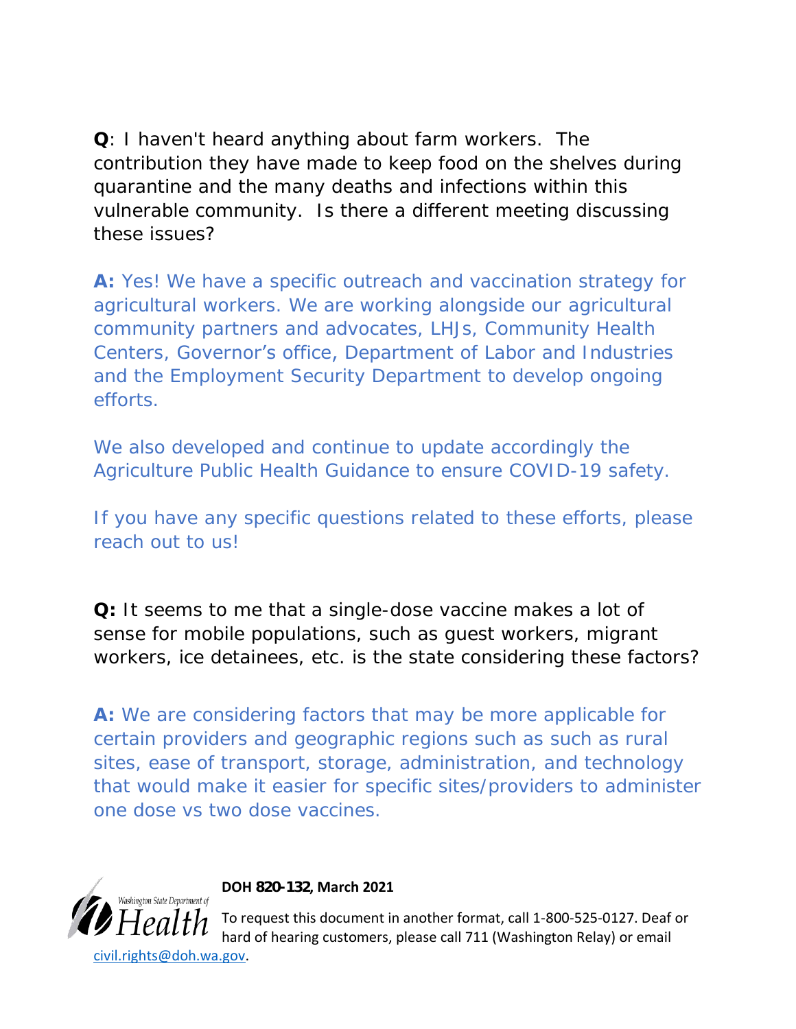**Q**: I haven't heard anything about farm workers. The contribution they have made to keep food on the shelves during quarantine and the many deaths and infections within this vulnerable community. Is there a different meeting discussing these issues?

**A:** Yes! We have a specific outreach and vaccination strategy for agricultural workers. We are working alongside our agricultural community partners and advocates, LHJs, Community Health Centers, Governor's office, Department of Labor and Industries and the Employment Security Department to develop ongoing efforts.

We also developed and continue to update accordingly the Agriculture Public Health Guidance to ensure COVID-19 safety.

If you have any specific questions related to these efforts, please reach out to us!

**Q:** It seems to me that a single-dose vaccine makes a lot of sense for mobile populations, such as guest workers, migrant workers, ice detainees, etc. is the state considering these factors?

**A:** We are considering factors that may be more applicable for certain providers and geographic regions such as such as rural sites, ease of transport, storage, administration, and technology that would make it easier for specific sites/providers to administer one dose vs two dose vaccines.

**DOH 820-132, March 2021**

To request this document in another format, call 1-800-525-0127. Deaf or hard of hearing customers, please call 711 (Washington Relay) or email civil.rights@doh.wa.gov.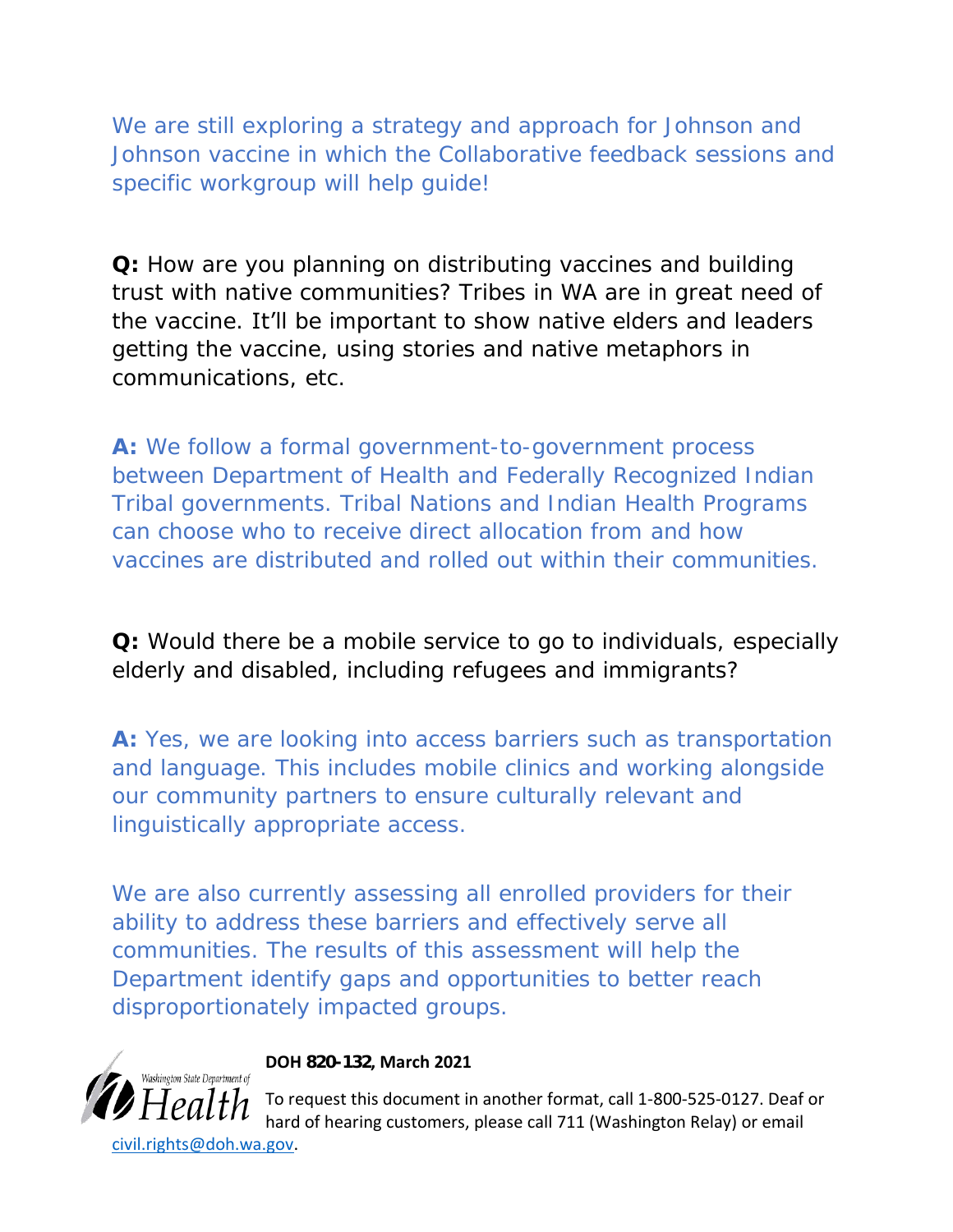We are still exploring a strategy and approach for Johnson and Johnson vaccine in which the Collaborative feedback sessions and specific workgroup will help guide!

**Q:** How are you planning on distributing vaccines and building trust with native communities? Tribes in WA are in great need of the vaccine. It'll be important to show native elders and leaders getting the vaccine, using stories and native metaphors in communications, etc.

**A:** We follow a formal government-to-government process between Department of Health and Federally Recognized Indian Tribal governments. Tribal Nations and Indian Health Programs can choose who to receive direct allocation from and how vaccines are distributed and rolled out within their communities.

**Q:** Would there be a mobile service to go to individuals, especially elderly and disabled, including refugees and immigrants?

**A:** Yes, we are looking into access barriers such as transportation and language. This includes mobile clinics and working alongside our community partners to ensure culturally relevant and linguistically appropriate access.

We are also currently assessing all enrolled providers for their ability to address these barriers and effectively serve all communities. The results of this assessment will help the Department identify gaps and opportunities to better reach disproportionately impacted groups.

**DOH 820-132, March 2021**

To request this document in another format, call 1-800-525-0127. Deaf or hard of hearing customers, please call 711 (Washington Relay) or email civil.rights@doh.wa.gov.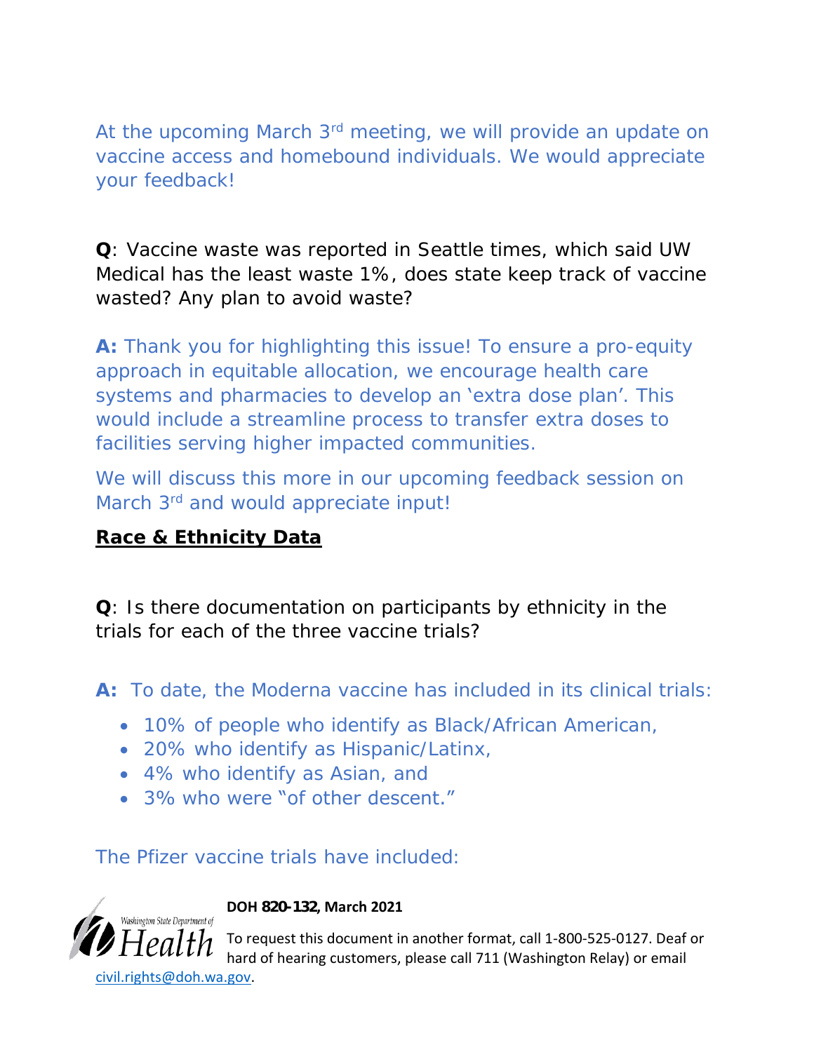At the upcoming March 3rd meeting, we will provide an update on vaccine access and homebound individuals. We would appreciate your feedback!

**Q**: Vaccine waste was reported in Seattle times, which said UW Medical has the least waste 1%, does state keep track of vaccine wasted? Any plan to avoid waste?

**A:** Thank you for highlighting this issue! To ensure a pro-equity approach in equitable allocation, we encourage health care systems and pharmacies to develop an 'extra dose plan'. This would include a streamline process to transfer extra doses to facilities serving higher impacted communities.

We will discuss this more in our upcoming feedback session on March 3rd and would appreciate input!

## Race & Ethnicity Data

**Q**: Is there documentation on participants by ethnicity in the trials for each of the three vaccine trials?

**A:** To date, the Moderna vaccine has included in its clinical trials:

- 10% of people who identify as Black/African American,
- 20% who identify as Hispanic/Latinx,
- 4% who identify as Asian, and
- 3% who were "of other descent."

The Pfizer vaccine trials have included:

**DOH 820-132, March 2021**

To request this document in another format, call 1-800-525-0127. Deaf or hard of hearing customers, please call 711 (Washington Relay) or email civil.rights@doh.wa.gov.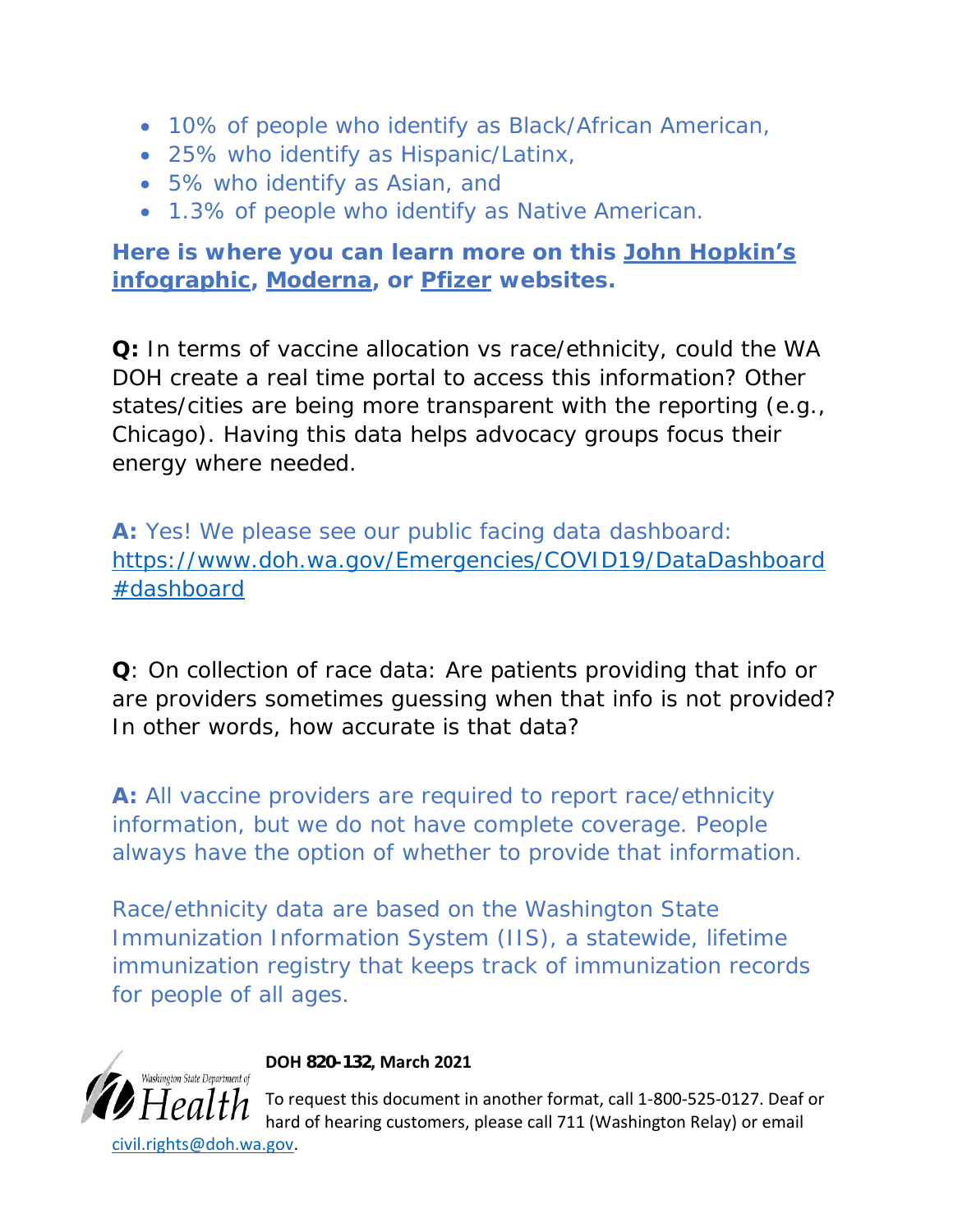- 10% of people who identify as Black/African American,
- 25% who identify as Hispanic/Latinx,
- 5% who identify as Asian, and
- 1.3% of people who identify as Native American.

**Here is where you can learn more on this John Hopkin's infographic, Moderna, or Pfizer websites.**

**Q:** In terms of vaccine allocation vs race/ethnicity, could the WA DOH create a real time portal to access this information? Other states/cities are being more transparent with the reporting (e.g., Chicago). Having this data helps advocacy groups focus their energy where needed.

**A:** Yes! We please see our public facing data dashboard: https://www.doh.wa.gov/Emergencies/COVID19/DataDashboard#dashboard

**Q**: On collection of race data: Are patients providing that info or are providers sometimes guessing when that info is not provided? In other words, how accurate is that data?

**A:** All vaccine providers are required to report race/ethnicity information, but we do not have complete coverage. People always have the option of whether to provide that information.

Race/ethnicity data are based on the Washington State Immunization Information System (IIS), a statewide, lifetime immunization registry that keeps track of immunization records for people of all ages.

**DOH 820-132, March 2021**

To request this document in another format, call 1-800-525-0127. Deaf or hard of hearing customers, please call 711 (Washington Relay) or email civil.rights@doh.wa.gov.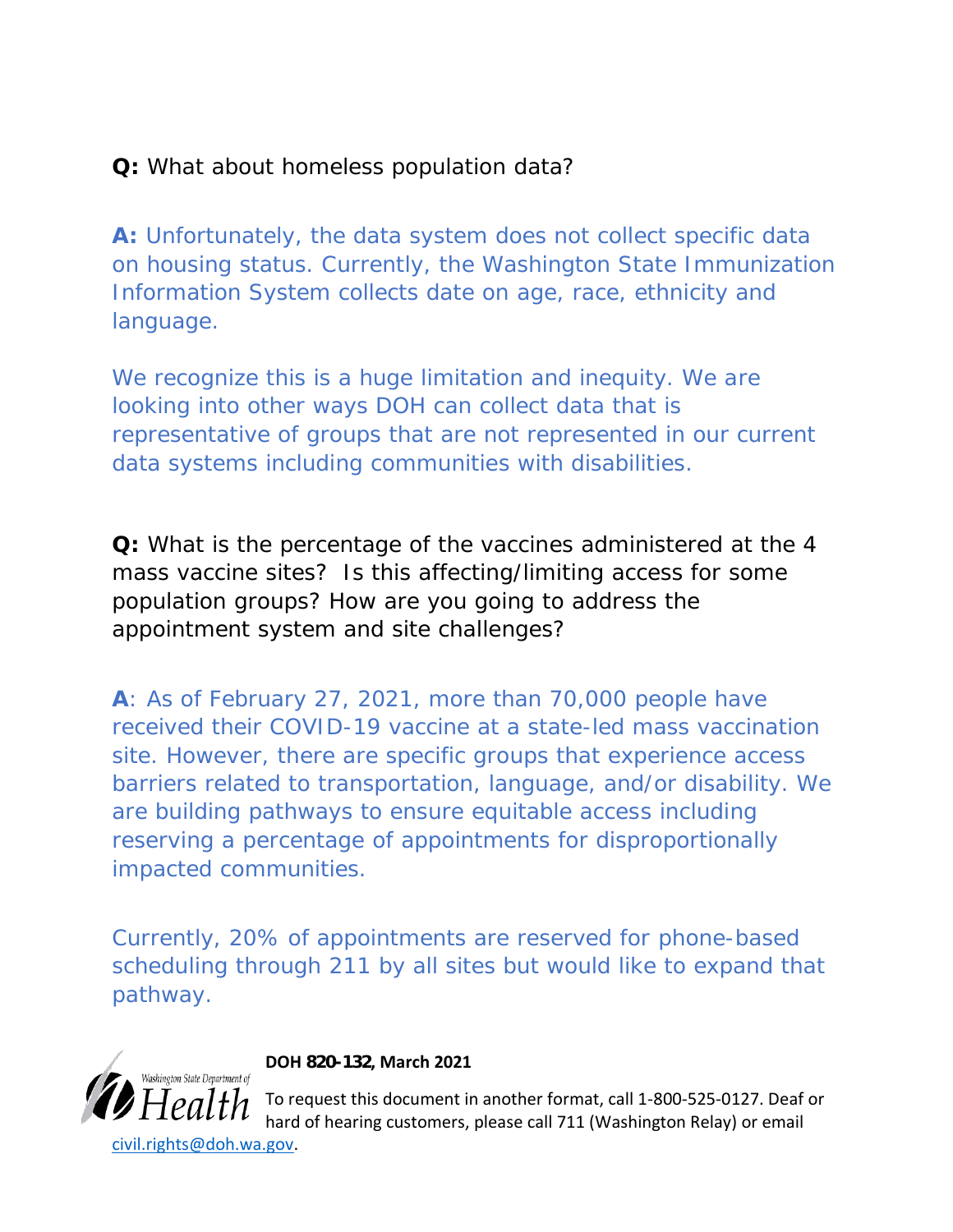**Q:** What about homeless population data?

**A:** Unfortunately, the data system does not collect specific data on housing status. Currently, the Washington State Immunization Information System collects date on age, race, ethnicity and language.

We recognize this is a huge limitation and inequity. We are looking into other ways DOH can collect data that is representative of groups that are not represented in our current data systems including communities with disabilities.

**Q:** What is the percentage of the vaccines administered at the 4 mass vaccine sites? Is this affecting/limiting access for some population groups? How are you going to address the appointment system and site challenges?

**A**: As of February 27, 2021, more than 70,000 people have received their COVID-19 vaccine at a state-led mass vaccination site. However, there are specific groups that experience access barriers related to transportation, language, and/or disability. We are building pathways to ensure equitable access including reserving a percentage of appointments for disproportionally impacted communities.

Currently, 20% of appointments are reserved for phone-based scheduling through 211 by all sites but would like to expand that pathway.

**DOH 820-132, March 2021**

Washington State Department of Health

To request this document in another format, call 1-800-525-0127. Deaf or hard of hearing customers, please call 711 (Washington Relay) or email civil.rights@doh.wa.gov.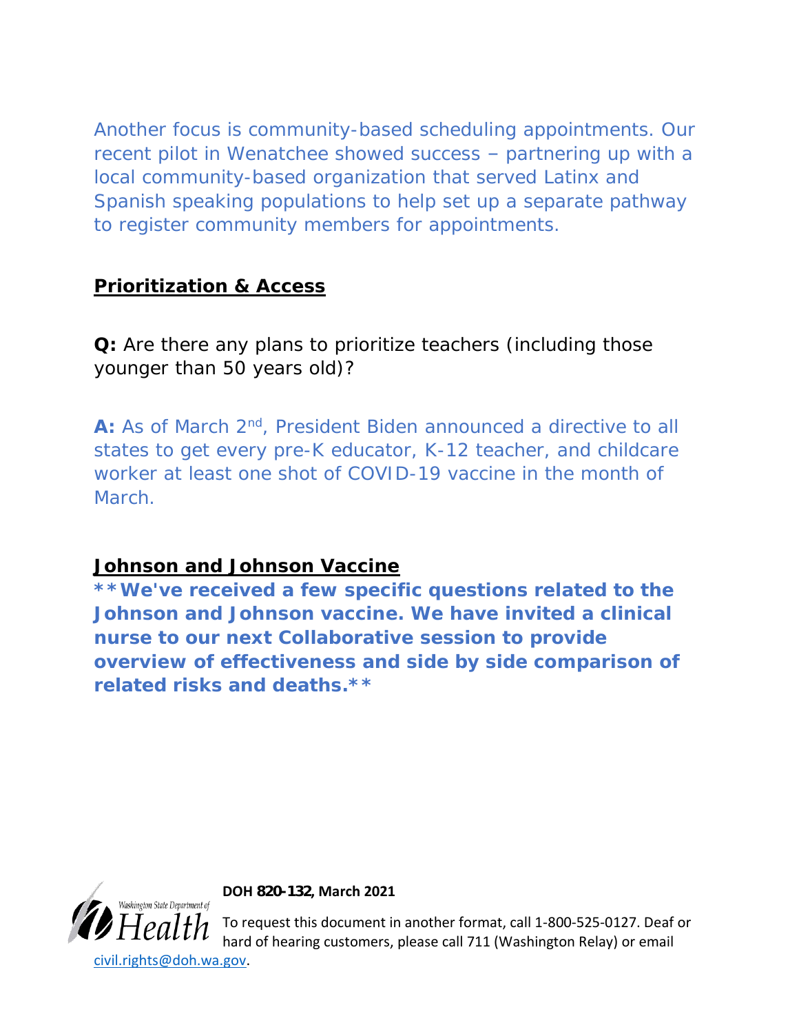Another focus is community-based scheduling appointments. Our recent pilot in Wenatchee showed success – partnering up with a local community-based organization that served Latinx and Spanish speaking populations to help set up a separate pathway to register community members for appointments.

## Prioritization & Access

**Q:** Are there any plans to prioritize teachers (including those younger than 50 years old)?

**A:** As of March 2nd, President Biden announced a directive to all states to get every pre-K educator, K-12 teacher, and childcare worker at least one shot of COVID-19 vaccine in the month of March.

## Johnson and Johnson Vaccine

****We've received a few specific questions related to the Johnson and Johnson vaccine. We have invited a clinical nurse to our next Collaborative session to provide overview of effectiveness and side by side comparison of related risks and deaths.****

**DOH 820-132, March 2021**

To request this document in another format, call 1-800-525-0127. Deaf or hard of hearing customers, please call 711 (Washington Relay) or email civil.rights@doh.wa.gov.